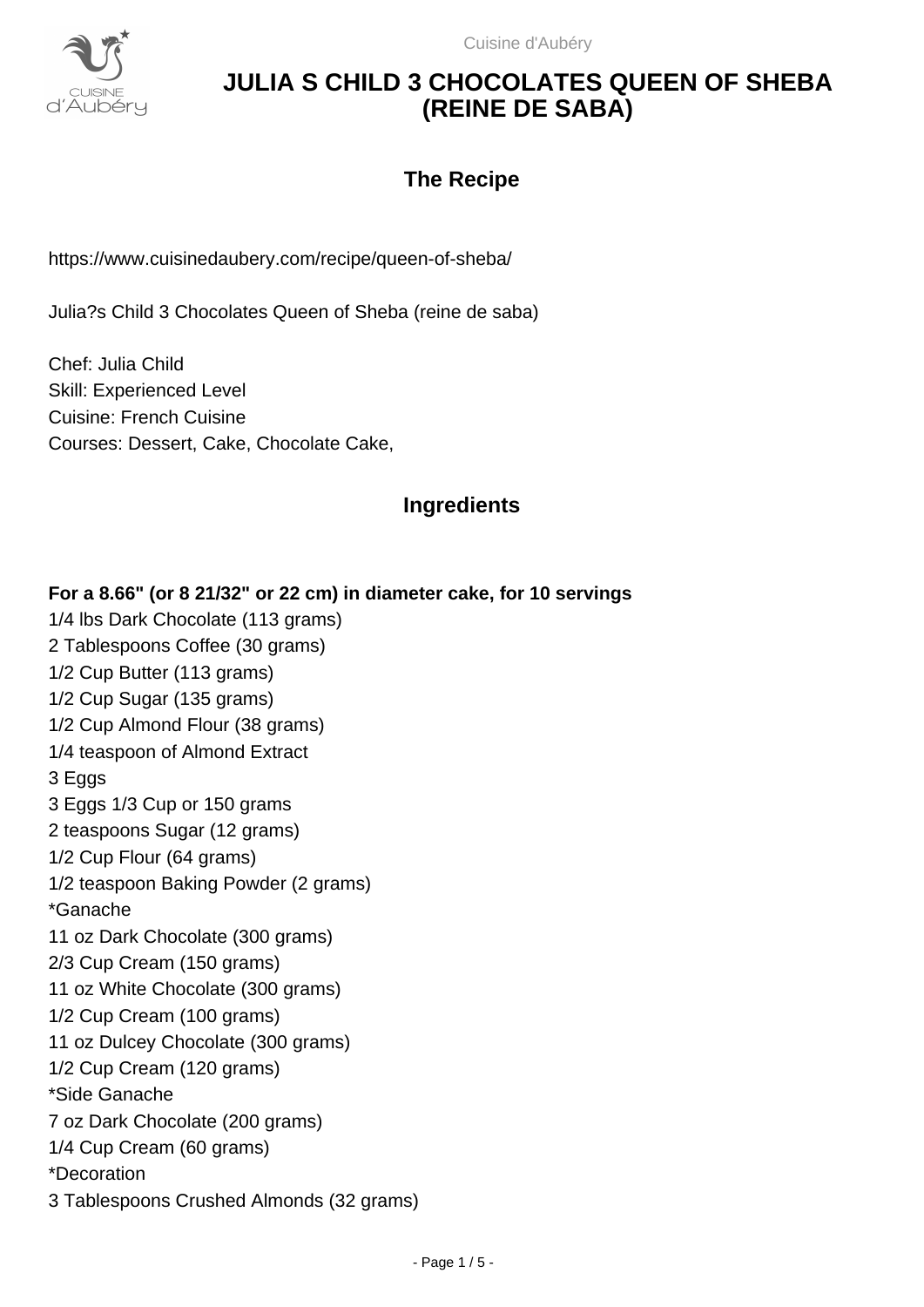# JULIA S CHILD 3 CHOCOLATES QUEEN OF SHEBA (REINE DE SABA)

## The Recipe

https://www.cuisinedaubery.com/recipe/queen-of-sheba/

Julia?s Child 3 Chocolates Queen of Sheba (reine de saba)

Chef: Julia Child
Skill: Experienced Level
Cuisine: French Cuisine
Courses: Dessert, Cake, Chocolate Cake,

## Ingredients

**For a 8.66" (or 8 21/32" or 22 cm) in diameter cake, for 10 servings**

1/4 lbs Dark Chocolate (113 grams)
2 Tablespoons Coffee (30 grams)
1/2 Cup Butter (113 grams)
1/2 Cup Sugar (135 grams)
1/2 Cup Almond Flour (38 grams)
1/4 teaspoon of Almond Extract
3 Eggs
3 Eggs 1/3 Cup or 150 grams
2 teaspoons Sugar (12 grams)
1/2 Cup Flour (64 grams)
1/2 teaspoon Baking Powder (2 grams)
*Ganache
11 oz Dark Chocolate (300 grams)
2/3 Cup Cream (150 grams)
11 oz White Chocolate (300 grams)
1/2 Cup Cream (100 grams)
11 oz Dulcey Chocolate (300 grams)
1/2 Cup Cream (120 grams)
*Side Ganache
7 oz Dark Chocolate (200 grams)
1/4 Cup Cream (60 grams)
*Decoration
3 Tablespoons Crushed Almonds (32 grams)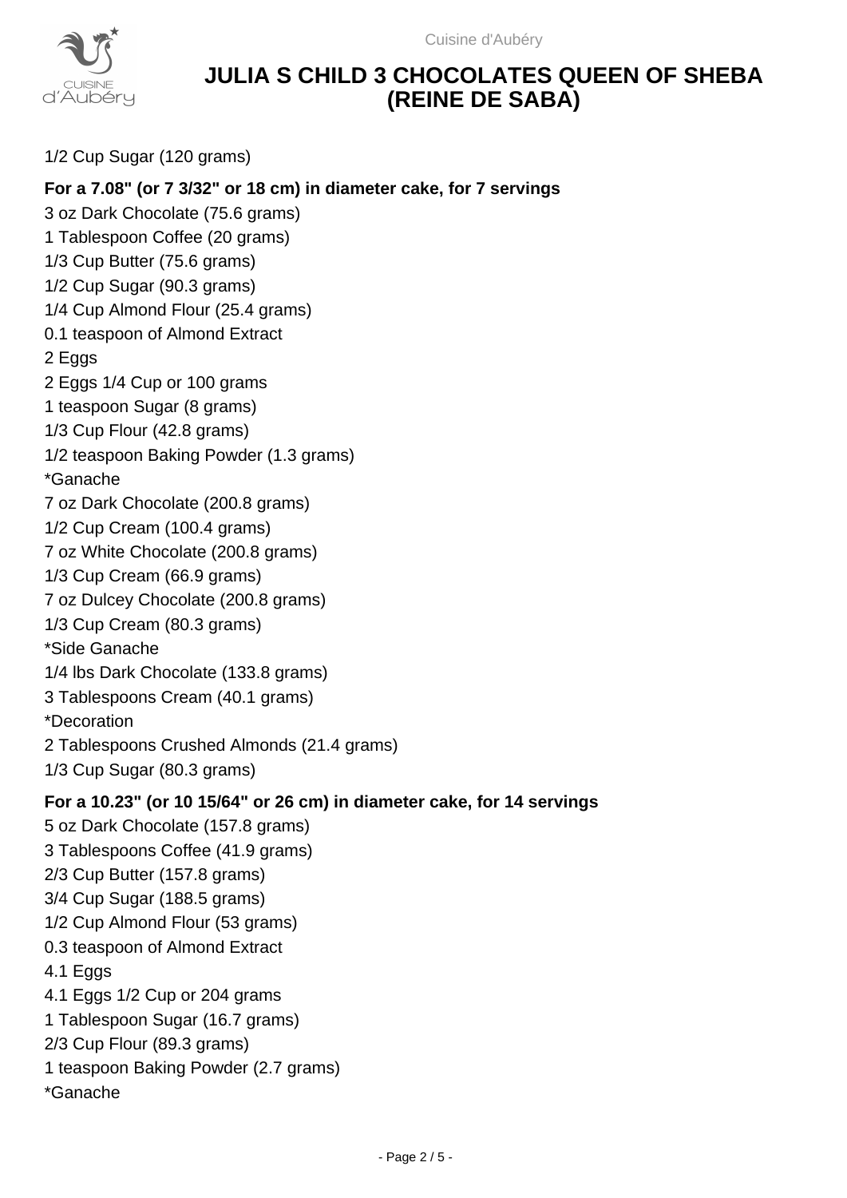# JULIA S CHILD 3 CHOCOLATES QUEEN OF SHEBA (REINE DE SABA)

1/2 Cup Sugar (120 grams)

**For a 7.08" (or 7 3/32" or 18 cm) in diameter cake, for 7 servings**

3 oz Dark Chocolate (75.6 grams)
1 Tablespoon Coffee (20 grams)
1/3 Cup Butter (75.6 grams)
1/2 Cup Sugar (90.3 grams)
1/4 Cup Almond Flour (25.4 grams)
0.1 teaspoon of Almond Extract
2 Eggs
2 Eggs 1/4 Cup or 100 grams
1 teaspoon Sugar (8 grams)
1/3 Cup Flour (42.8 grams)
1/2 teaspoon Baking Powder (1.3 grams)
*Ganache
7 oz Dark Chocolate (200.8 grams)
1/2 Cup Cream (100.4 grams)
7 oz White Chocolate (200.8 grams)
1/3 Cup Cream (66.9 grams)
7 oz Dulcey Chocolate (200.8 grams)
1/3 Cup Cream (80.3 grams)
*Side Ganache
1/4 lbs Dark Chocolate (133.8 grams)
3 Tablespoons Cream (40.1 grams)
*Decoration
2 Tablespoons Crushed Almonds (21.4 grams)
1/3 Cup Sugar (80.3 grams)

**For a 10.23" (or 10 15/64" or 26 cm) in diameter cake, for 14 servings**

5 oz Dark Chocolate (157.8 grams)
3 Tablespoons Coffee (41.9 grams)
2/3 Cup Butter (157.8 grams)
3/4 Cup Sugar (188.5 grams)
1/2 Cup Almond Flour (53 grams)
0.3 teaspoon of Almond Extract
4.1 Eggs
4.1 Eggs 1/2 Cup or 204 grams
1 Tablespoon Sugar (16.7 grams)
2/3 Cup Flour (89.3 grams)
1 teaspoon Baking Powder (2.7 grams)
*Ganache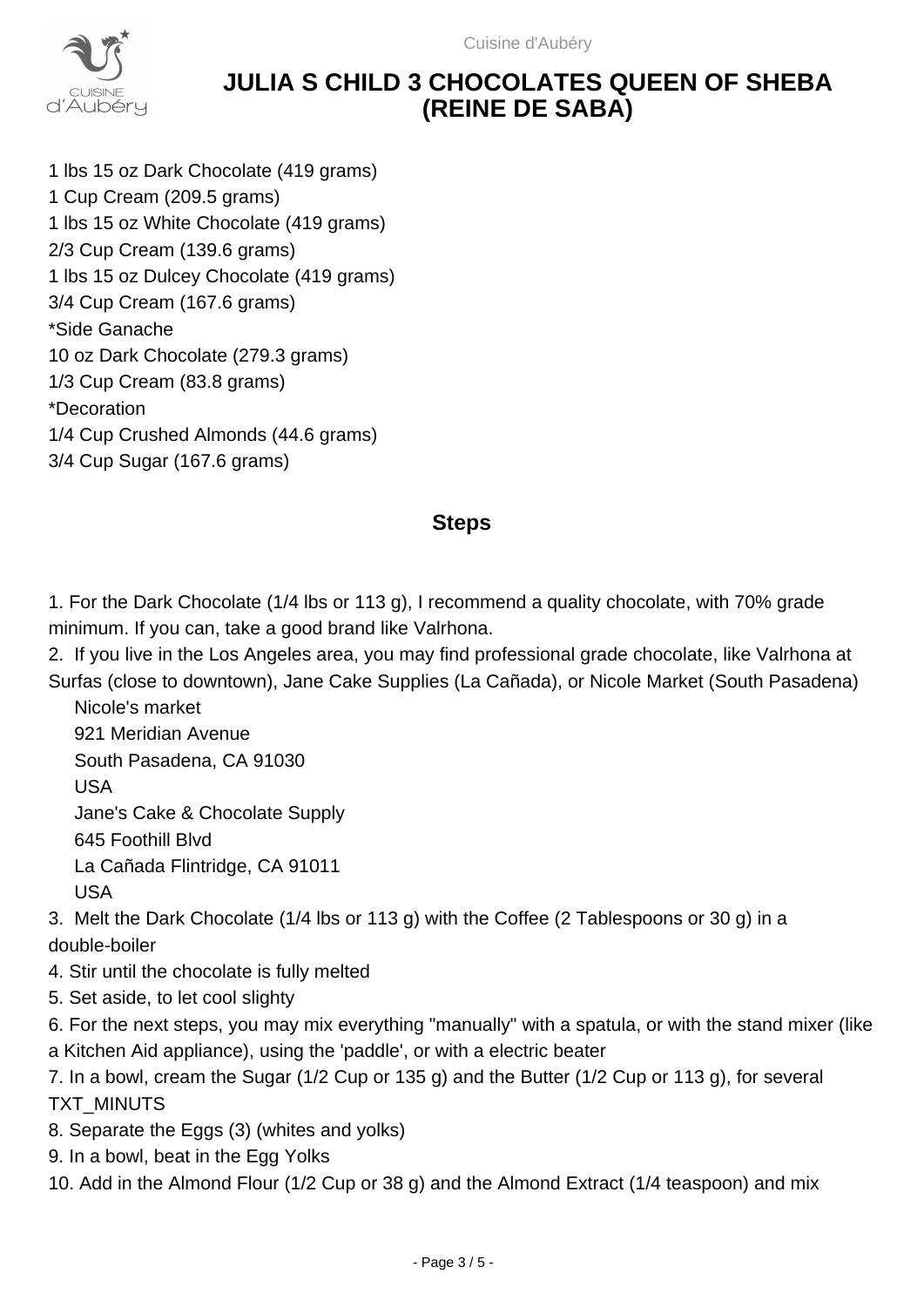# JULIA S CHILD 3 CHOCOLATES QUEEN OF SHEBA (REINE DE SABA)

1 lbs 15 oz Dark Chocolate (419 grams)
1 Cup Cream (209.5 grams)
1 lbs 15 oz White Chocolate (419 grams)
2/3 Cup Cream (139.6 grams)
1 lbs 15 oz Dulcey Chocolate (419 grams)
3/4 Cup Cream (167.6 grams)
*Side Ganache
10 oz Dark Chocolate (279.3 grams)
1/3 Cup Cream (83.8 grams)
*Decoration
1/4 Cup Crushed Almonds (44.6 grams)
3/4 Cup Sugar (167.6 grams)

## Steps

1. For the Dark Chocolate (1/4 lbs or 113 g), I recommend a quality chocolate, with 70% grade minimum. If you can, take a good brand like Valrhona.
2. If you live in the Los Angeles area, you may find professional grade chocolate, like Valrhona at Surfas (close to downtown), Jane Cake Supplies (La Cañada), or Nicole Market (South Pasadena)
   Nicole's market
   921 Meridian Avenue
   South Pasadena, CA 91030
   USA
   Jane's Cake & Chocolate Supply
   645 Foothill Blvd
   La Cañada Flintridge, CA 91011
   USA
3. Melt the Dark Chocolate (1/4 lbs or 113 g) with the Coffee (2 Tablespoons or 30 g) in a double-boiler
4. Stir until the chocolate is fully melted
5. Set aside, to let cool slighty
6. For the next steps, you may mix everything "manually" with a spatula, or with the stand mixer (like a Kitchen Aid appliance), using the 'paddle', or with a electric beater
7. In a bowl, cream the Sugar (1/2 Cup or 135 g) and the Butter (1/2 Cup or 113 g), for several TXT_MINUTS
8. Separate the Eggs (3) (whites and yolks)
9. In a bowl, beat in the Egg Yolks
10. Add in the Almond Flour (1/2 Cup or 38 g) and the Almond Extract (1/4 teaspoon) and mix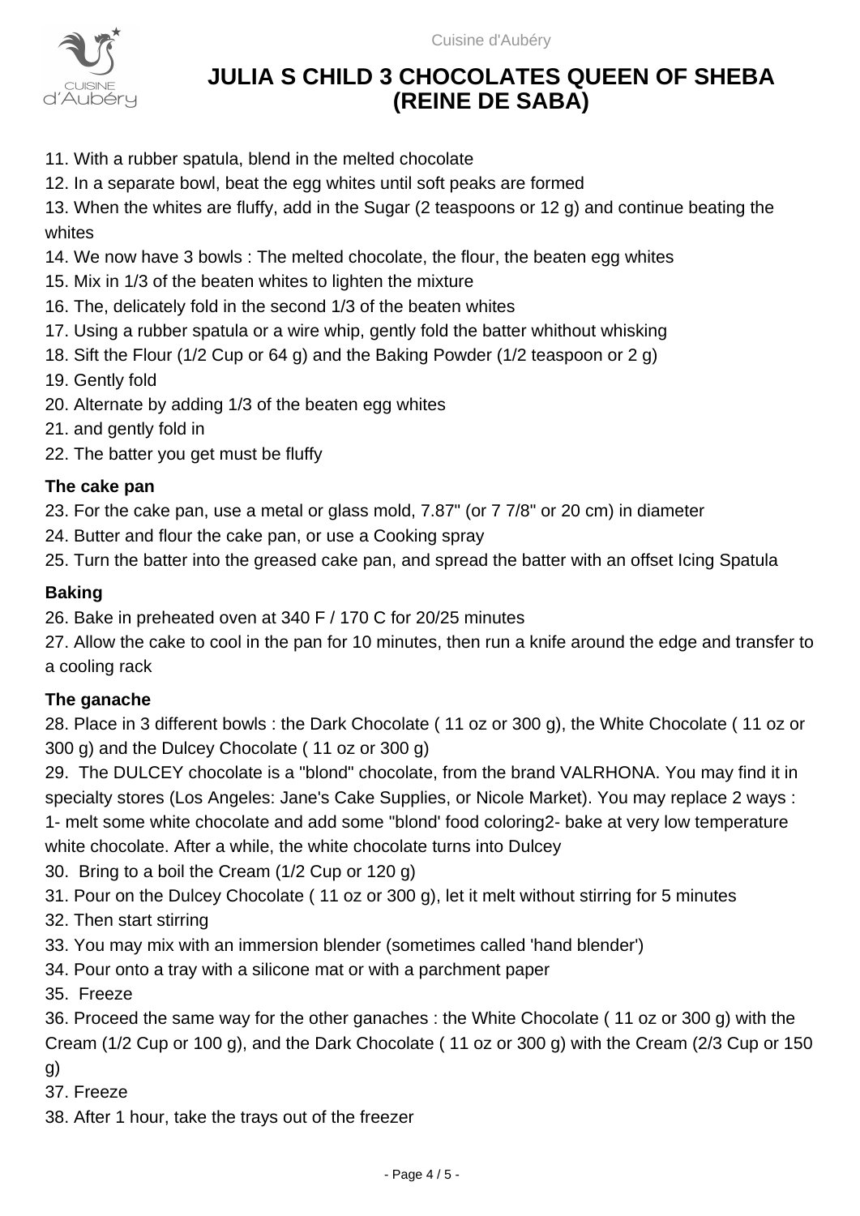# JULIA S CHILD 3 CHOCOLATES QUEEN OF SHEBA (REINE DE SABA)

11. With a rubber spatula, blend in the melted chocolate
12. In a separate bowl, beat the egg whites until soft peaks are formed
13. When the whites are fluffy, add in the Sugar (2 teaspoons or 12 g) and continue beating the whites
14. We now have 3 bowls : The melted chocolate, the flour, the beaten egg whites
15. Mix in 1/3 of the beaten whites to lighten the mixture
16. The, delicately fold in the second 1/3 of the beaten whites
17. Using a rubber spatula or a wire whip, gently fold the batter whithout whisking
18. Sift the Flour (1/2 Cup or 64 g) and the Baking Powder (1/2 teaspoon or 2 g)
19. Gently fold
20. Alternate by adding 1/3 of the beaten egg whites
21. and gently fold in
22. The batter you get must be fluffy

**The cake pan**

23. For the cake pan, use a metal or glass mold, 7.87" (or 7 7/8" or 20 cm) in diameter
24. Butter and flour the cake pan, or use a Cooking spray
25. Turn the batter into the greased cake pan, and spread the batter with an offset Icing Spatula

**Baking**

26. Bake in preheated oven at 340 F / 170 C for 20/25 minutes
27. Allow the cake to cool in the pan for 10 minutes, then run a knife around the edge and transfer to a cooling rack

**The ganache**

28. Place in 3 different bowls : the Dark Chocolate ( 11 oz or 300 g), the White Chocolate ( 11 oz or 300 g) and the Dulcey Chocolate ( 11 oz or 300 g)
29. The DULCEY chocolate is a "blond" chocolate, from the brand VALRHONA. You may find it in specialty stores (Los Angeles: Jane's Cake Supplies, or Nicole Market). You may replace 2 ways : 1- melt some white chocolate and add some "blond' food coloring2- bake at very low temperature white chocolate. After a while, the white chocolate turns into Dulcey
30. Bring to a boil the Cream (1/2 Cup or 120 g)
31. Pour on the Dulcey Chocolate ( 11 oz or 300 g), let it melt without stirring for 5 minutes
32. Then start stirring
33. You may mix with an immersion blender (sometimes called 'hand blender')
34. Pour onto a tray with a silicone mat or with a parchment paper
35. Freeze
36. Proceed the same way for the other ganaches : the White Chocolate ( 11 oz or 300 g) with the Cream (1/2 Cup or 100 g), and the Dark Chocolate ( 11 oz or 300 g) with the Cream (2/3 Cup or 150 g)
37. Freeze
38. After 1 hour, take the trays out of the freezer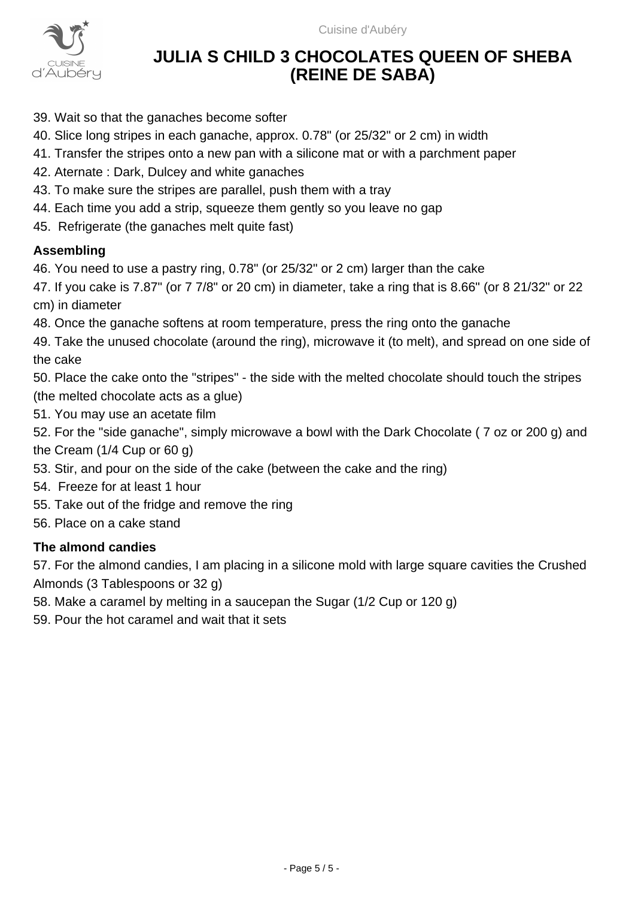39. Wait so that the ganaches become softer
40. Slice long stripes in each ganache, approx. 0.78" (or 25/32" or 2 cm) in width
41. Transfer the stripes onto a new pan with a silicone mat or with a parchment paper
42. Aternate : Dark, Dulcey and white ganaches
43. To make sure the stripes are parallel, push them with a tray
44. Each time you add a strip, squeeze them gently so you leave no gap
45. Refrigerate (the ganaches melt quite fast)

**Assembling**

46. You need to use a pastry ring, 0.78" (or 25/32" or 2 cm) larger than the cake
47. If you cake is 7.87" (or 7 7/8" or 20 cm) in diameter, take a ring that is 8.66" (or 8 21/32" or 22 cm) in diameter
48. Once the ganache softens at room temperature, press the ring onto the ganache
49. Take the unused chocolate (around the ring), microwave it (to melt), and spread on one side of the cake
50. Place the cake onto the "stripes" - the side with the melted chocolate should touch the stripes (the melted chocolate acts as a glue)
51. You may use an acetate film
52. For the "side ganache", simply microwave a bowl with the Dark Chocolate ( 7 oz or 200 g) and the Cream (1/4 Cup or 60 g)
53. Stir, and pour on the side of the cake (between the cake and the ring)
54. Freeze for at least 1 hour
55. Take out of the fridge and remove the ring
56. Place on a cake stand

**The almond candies**

57. For the almond candies, I am placing in a silicone mold with large square cavities the Crushed Almonds (3 Tablespoons or 32 g)
58. Make a caramel by melting in a saucepan the Sugar (1/2 Cup or 120 g)
59. Pour the hot caramel and wait that it sets